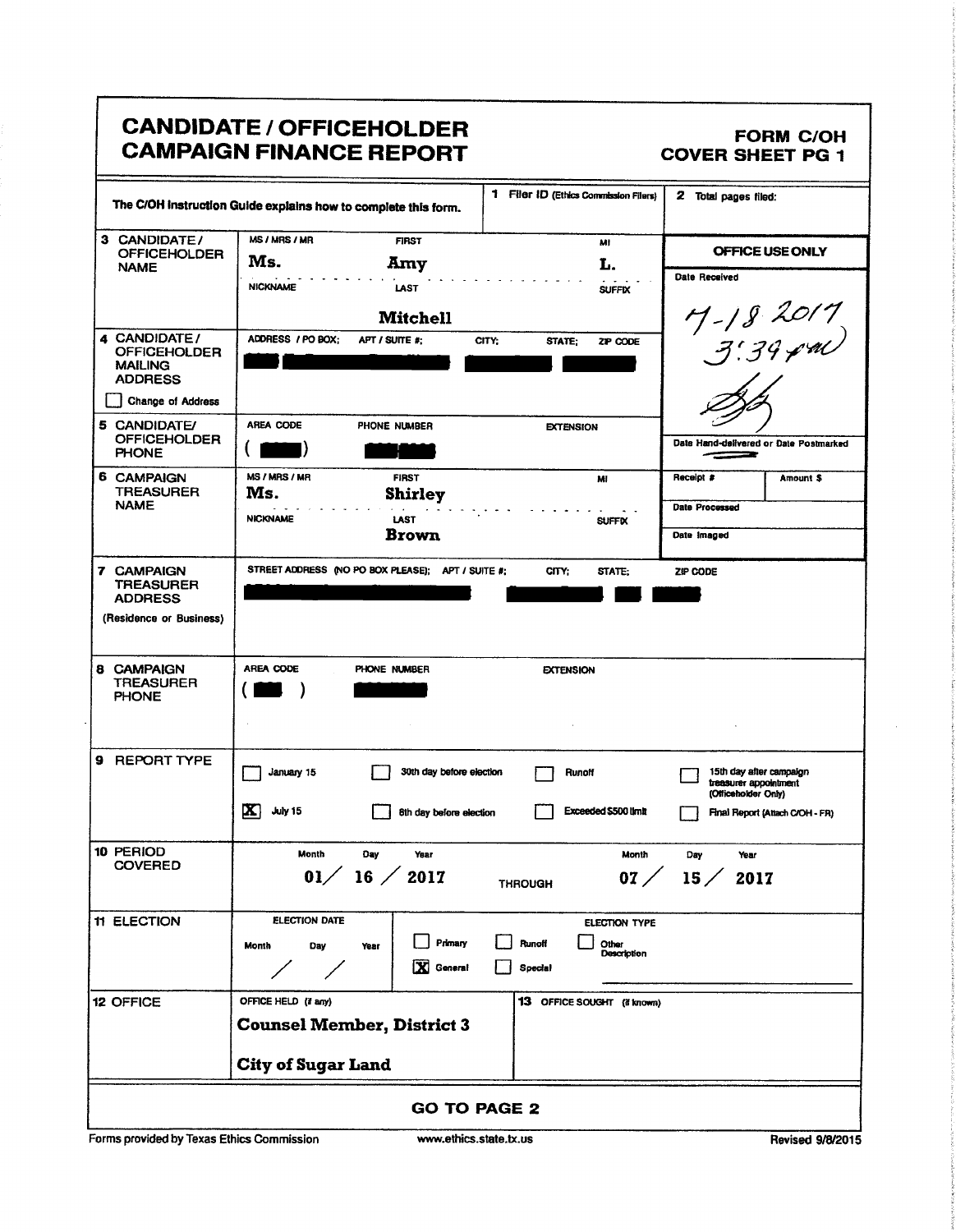# CANDIDATE / OFFICEHOLDER CAMPAIGN FINANCE REPORT

**FORM C/OH**
**COVER SHEET PG 1**

| The C/OH Instruction Guide explains how to complete this form. | 1 Filer ID (Ethics Commission Filers) | 2 Total pages filed: |
|---|---|---|
| | | |

**3 CANDIDATE / OFFICEHOLDER NAME**

| MS / MRS / MR | FIRST | MI |
|---|---|---|
| Ms. | Amy | L. |

| NICKNAME | LAST | SUFFIX |
|---|---|---|
| | Mitchell | |

**OFFICE USE ONLY**

Date Received: 7-18-2017 3:39 pm

Date Hand-delivered or Date Postmarked

| Receipt # | Amount $ |
|---|---|
| | |

Date Processed

Date Imaged

**4 CANDIDATE / OFFICEHOLDER MAILING ADDRESS**

| ADDRESS / PO BOX; | APT / SUITE #; | CITY; | STATE; | ZIP CODE |
|---|---|---|---|---|
| [redacted] | [redacted] | [redacted] | [redacted] | |

☐ Change of Address

**5 CANDIDATE/ OFFICEHOLDER PHONE**

| AREA CODE | PHONE NUMBER | EXTENSION |
|---|---|---|
| ([redacted]) | [redacted] | |

**6 CAMPAIGN TREASURER NAME**

| MS / MRS / MR | FIRST | MI |
|---|---|---|
| Ms. | Shirley | |

| NICKNAME | LAST | SUFFIX |
|---|---|---|
| | Brown | |

**7 CAMPAIGN TREASURER ADDRESS (Residence or Business)**

| STREET ADDRESS (NO PO BOX PLEASE); APT / SUITE #; | CITY; | STATE; | ZIP CODE |
|---|---|---|---|
| [redacted] | [redacted] | [redacted] | [redacted] |

**8 CAMPAIGN TREASURER PHONE**

| AREA CODE | PHONE NUMBER | EXTENSION |
|---|---|---|
| ([redacted]) | [redacted] | |

**9 REPORT TYPE**

- ☐ January 15
- ☒ July 15
- ☐ 30th day before election
- ☐ 8th day before election
- ☐ Runoff
- ☐ Exceeded $500 limit
- ☐ 15th day after campaign treasurer appointment (Officeholder Only)
- ☐ Final Report (Attach C/OH - FR)

**10 PERIOD COVERED**

| Month | Day | Year | | Month | Day | Year |
|---|---|---|---|---|---|---|
| 01 | 16 | 2017 | THROUGH | 07 | 15 | 2017 |

**11 ELECTION**

ELECTION DATE: Month / Day / Year: &nbsp; / &nbsp; /

ELECTION TYPE:
- ☐ Primary
- ☒ General
- ☐ Runoff
- ☐ Special
- ☐ Other Description

**12 OFFICE**

| OFFICE HELD (if any) | 13 OFFICE SOUGHT (if known) |
|---|---|
| Counsel Member, District 3<br>City of Sugar Land | |

**GO TO PAGE 2**

Forms provided by Texas Ethics Commission | www.ethics.state.tx.us | Revised 9/8/2015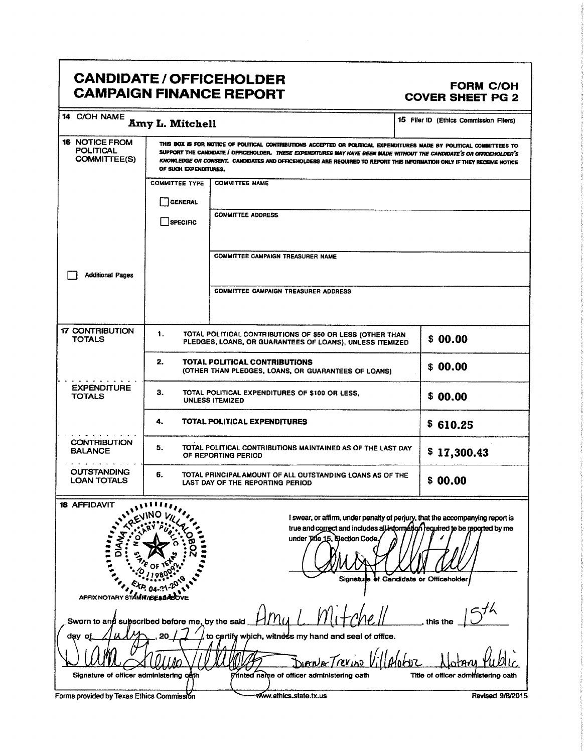# CANDIDATE / OFFICEHOLDER CAMPAIGN FINANCE REPORT

**FORM C/OH COVER SHEET PG 2**

| | | |
|---|---|---|
| **14** C/OH NAME | Amy L. Mitchell | **15** Filer ID (Ethics Commission Filers) |

**16 NOTICE FROM POLITICAL COMMITTEE(S)**

THIS BOX IS FOR NOTICE OF POLITICAL CONTRIBUTIONS ACCEPTED OR POLITICAL EXPENDITURES MADE BY POLITICAL COMMITTEES TO SUPPORT THE CANDIDATE / OFFICEHOLDER. *THESE EXPENDITURES MAY HAVE BEEN MADE WITHOUT THE CANDIDATE'S OR OFFICEHOLDER'S KNOWLEDGE OR CONSENT.* CANDIDATES AND OFFICEHOLDERS ARE REQUIRED TO REPORT THIS INFORMATION ONLY IF THEY RECEIVE NOTICE OF SUCH EXPENDITURES.

| COMMITTEE TYPE | |
|---|---|
| ☐ GENERAL | COMMITTEE NAME |
| ☐ SPECIFIC | COMMITTEE ADDRESS |
| | COMMITTEE CAMPAIGN TREASURER NAME |
| | COMMITTEE CAMPAIGN TREASURER ADDRESS |

☐ Additional Pages

| | | | |
|---|---|---|---|
| **17** CONTRIBUTION TOTALS | 1. | TOTAL POLITICAL CONTRIBUTIONS OF $50 OR LESS (OTHER THAN PLEDGES, LOANS, OR GUARANTEES OF LOANS), UNLESS ITEMIZED | $ 00.00 |
| | 2. | **TOTAL POLITICAL CONTRIBUTIONS** (OTHER THAN PLEDGES, LOANS, OR GUARANTEES OF LOANS) | $ 00.00 |
| EXPENDITURE TOTALS | 3. | TOTAL POLITICAL EXPENDITURES OF $100 OR LESS, UNLESS ITEMIZED | $ 00.00 |
| | 4. | **TOTAL POLITICAL EXPENDITURES** | $ 610.25 |
| CONTRIBUTION BALANCE | 5. | TOTAL POLITICAL CONTRIBUTIONS MAINTAINED AS OF THE LAST DAY OF REPORTING PERIOD | $ 17,300.43 |
| OUTSTANDING LOAN TOTALS | 6. | TOTAL PRINCIPAL AMOUNT OF ALL OUTSTANDING LOANS AS OF THE LAST DAY OF THE REPORTING PERIOD | $ 00.00 |

**18 AFFIDAVIT**

[Notary seal: DIANA TREVINO VILLALOBOZ, NOTARY PUBLIC, STATE OF TEXAS, ID 11980092, EXP. 04-21-2019]

AFFIX NOTARY STAMP / SEAL ABOVE

I swear, or affirm, under penalty of perjury, that the accompanying report is true and correct and includes all information required to be reported by me under Title 15, Election Code.

[Signature]

Signature of Candidate or Officeholder

Sworn to and subscribed before me, by the said Amy L. Mitchell, this the 15th day of July, 2017, to certify which, witness my hand and seal of office.

| [Signature] | Diana Trevino Villaloboz | Notary Public |
|---|---|---|
| Signature of officer administering oath | Printed name of officer administering oath | Title of officer administering oath |

Forms provided by Texas Ethics Commission www.ethics.state.tx.us Revised 9/8/2015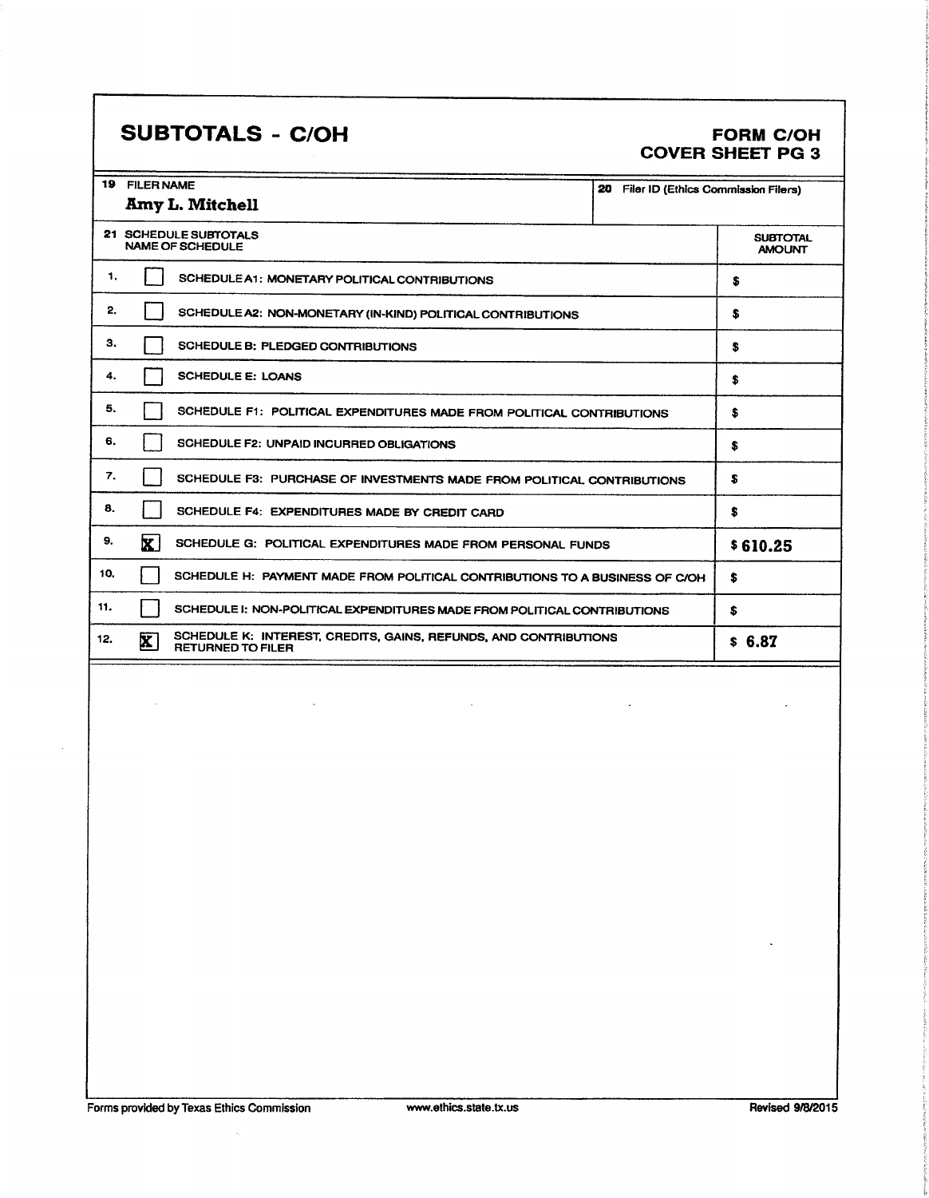# SUBTOTALS - C/OH

**FORM C/OH**
**COVER SHEET PG 3**

| 19 FILER NAME | 20 Filer ID (Ethics Commission Filers) |
|---|---|
| Amy L. Mitchell | |

| 21 SCHEDULE SUBTOTALS NAME OF SCHEDULE | | SUBTOTAL AMOUNT |
|---|---|---|
| 1. | [ ] SCHEDULE A1: MONETARY POLITICAL CONTRIBUTIONS | $ |
| 2. | [ ] SCHEDULE A2: NON-MONETARY (IN-KIND) POLITICAL CONTRIBUTIONS | $ |
| 3. | [ ] SCHEDULE B: PLEDGED CONTRIBUTIONS | $ |
| 4. | [ ] SCHEDULE E: LOANS | $ |
| 5. | [ ] SCHEDULE F1: POLITICAL EXPENDITURES MADE FROM POLITICAL CONTRIBUTIONS | $ |
| 6. | [ ] SCHEDULE F2: UNPAID INCURRED OBLIGATIONS | $ |
| 7. | [ ] SCHEDULE F3: PURCHASE OF INVESTMENTS MADE FROM POLITICAL CONTRIBUTIONS | $ |
| 8. | [ ] SCHEDULE F4: EXPENDITURES MADE BY CREDIT CARD | $ |
| 9. | [X] SCHEDULE G: POLITICAL EXPENDITURES MADE FROM PERSONAL FUNDS | $ 610.25 |
| 10. | [ ] SCHEDULE H: PAYMENT MADE FROM POLITICAL CONTRIBUTIONS TO A BUSINESS OF C/OH | $ |
| 11. | [ ] SCHEDULE I: NON-POLITICAL EXPENDITURES MADE FROM POLITICAL CONTRIBUTIONS | $ |
| 12. | [X] SCHEDULE K: INTEREST, CREDITS, GAINS, REFUNDS, AND CONTRIBUTIONS RETURNED TO FILER | $ 6.87 |

Forms provided by Texas Ethics Commission www.ethics.state.tx.us Revised 9/8/2015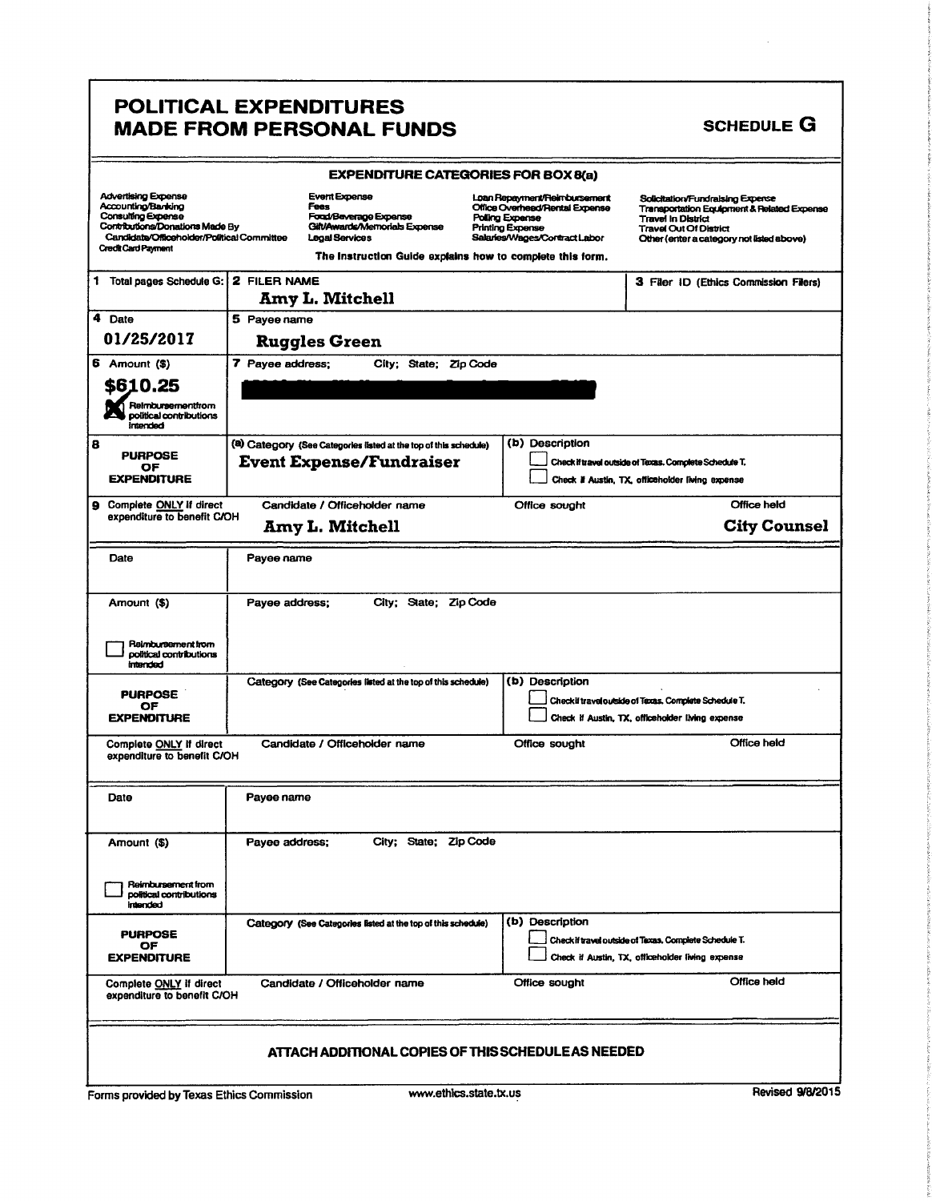# POLITICAL EXPENDITURES MADE FROM PERSONAL FUNDS

## SCHEDULE G

**EXPENDITURE CATEGORIES FOR BOX 8(a)**

| | | | |
|---|---|---|---|
| Advertising Expense<br>Accounting/Banking<br>Consulting Expense<br>Contributions/Donations Made By Candidate/Officeholder/Political Committee<br>Credit Card Payment | Event Expense<br>Fees<br>Food/Beverage Expense<br>Gift/Awards/Memorials Expense<br>Legal Services | Loan Repayment/Reimbursement<br>Office Overhead/Rental Expense<br>Polling Expense<br>Printing Expense<br>Salaries/Wages/Contract Labor | Solicitation/Fundraising Expense<br>Transportation Equipment & Related Expense<br>Travel In District<br>Travel Out Of District<br>Other (enter a category not listed above) |

The Instruction Guide explains how to complete this form.

| | | |
|---|---|---|
| 1 Total pages Schedule G: | 2 FILER NAME<br>**Amy L. Mitchell** | 3 Filer ID (Ethics Commission Filers) |
| 4 Date<br>**01/25/2017** | 5 Payee name<br>**Ruggles Green** | |
| 6 Amount ($)<br>**$610.25**<br>☒ Reimbursement from political contributions intended | 7 Payee address; City; State; Zip Code<br>[REDACTED] | |
| 8 PURPOSE OF EXPENDITURE | (a) Category (See Categories listed at the top of this schedule)<br>**Event Expense/Fundraiser** | (b) Description<br>☐ Check if travel outside of Texas. Complete Schedule T.<br>☐ Check if Austin, TX, officeholder living expense |
| 9 Complete ONLY if direct expenditure to benefit C/OH | Candidate / Officeholder name<br>**Amy L. Mitchell** | Office sought:<br>Office held: **City Counsel** |

| | | |
|---|---|---|
| Date | Payee name | |
| Amount ($)<br>☐ Reimbursement from political contributions intended | Payee address; City; State; Zip Code | |
| PURPOSE OF EXPENDITURE | Category (See Categories listed at the top of this schedule) | (b) Description<br>☐ Check if travel outside of Texas. Complete Schedule T.<br>☐ Check if Austin, TX, officeholder living expense |
| Complete ONLY if direct expenditure to benefit C/OH | Candidate / Officeholder name | Office sought:<br>Office held: |

| | | |
|---|---|---|
| Date | Payee name | |
| Amount ($)<br>☐ Reimbursement from political contributions intended | Payee address; City; State; Zip Code | |
| PURPOSE OF EXPENDITURE | Category (See Categories listed at the top of this schedule) | (b) Description<br>☐ Check if travel outside of Texas. Complete Schedule T.<br>☐ Check if Austin, TX, officeholder living expense |
| Complete ONLY if direct expenditure to benefit C/OH | Candidate / Officeholder name | Office sought:<br>Office held: |

**ATTACH ADDITIONAL COPIES OF THIS SCHEDULE AS NEEDED**

Forms provided by Texas Ethics Commission www.ethics.state.tx.us Revised 9/8/2015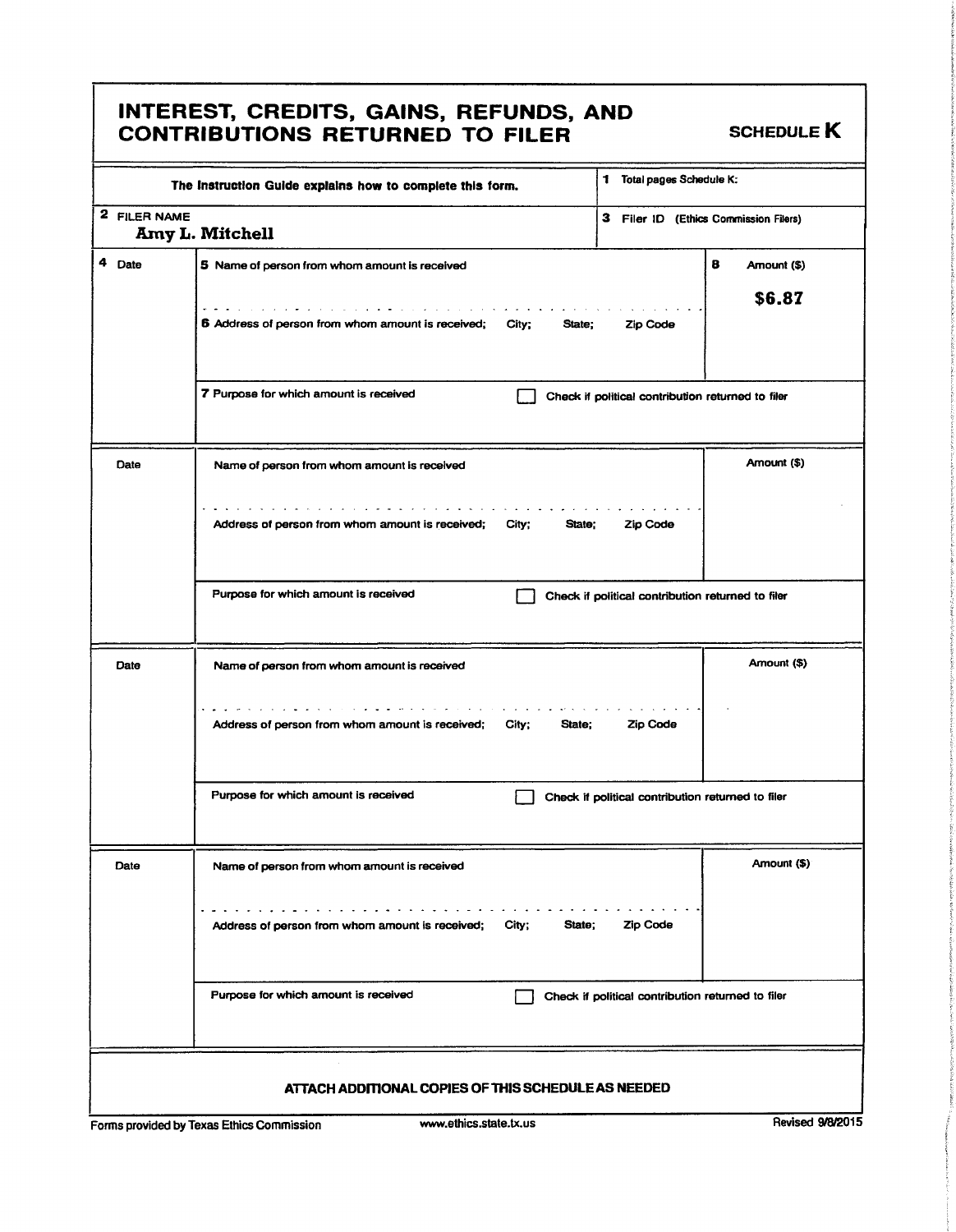# INTEREST, CREDITS, GAINS, REFUNDS, AND CONTRIBUTIONS RETURNED TO FILER

**SCHEDULE K**

| The Instruction Guide explains how to complete this form. | 1 Total pages Schedule K: |
|---|---|
| 2 FILER NAME<br>**Amy L. Mitchell** | 3 Filer ID (Ethics Commission Filers) |

| 4 Date | 5 Name of person from whom amount is received<br>6 Address of person from whom amount is received; City; State; Zip Code | 8 Amount ($)<br>**$6.87** |
|---|---|---|
| | 7 Purpose for which amount is received ☐ Check if political contribution returned to filer | |
| Date | Name of person from whom amount is received<br>Address of person from whom amount is received; City; State; Zip Code | Amount ($) |
| | Purpose for which amount is received ☐ Check if political contribution returned to filer | |
| Date | Name of person from whom amount is received<br>Address of person from whom amount is received; City; State; Zip Code | Amount ($) |
| | Purpose for which amount is received ☐ Check if political contribution returned to filer | |
| Date | Name of person from whom amount is received<br>Address of person from whom amount is received; City; State; Zip Code | Amount ($) |
| | Purpose for which amount is received ☐ Check if political contribution returned to filer | |

**ATTACH ADDITIONAL COPIES OF THIS SCHEDULE AS NEEDED**

Forms provided by Texas Ethics Commission www.ethics.state.tx.us Revised 9/8/2015